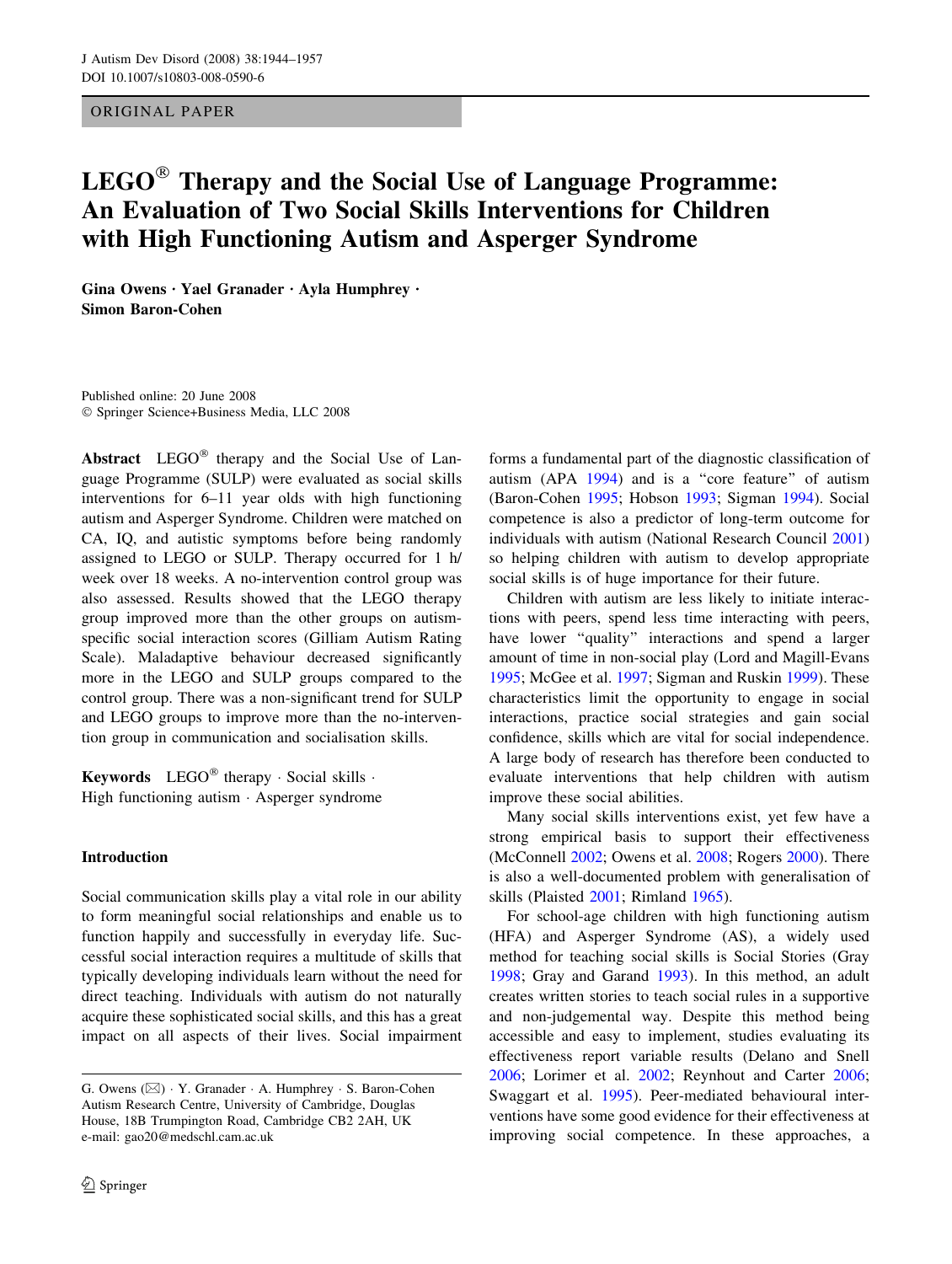ORIGINAL PAPER

# LEGO® Therapy and the Social Use of Language Programme: An Evaluation of Two Social Skills Interventions for Children with High Functioning Autism and Asperger Syndrome

**Gina Owens · Yael Granader · Ayla Humphrey · Simon Baron-Cohen**

Published online: 20 June 2008
© Springer Science+Business Media, LLC 2008

**Abstract** LEGO® therapy and the Social Use of Language Programme (SULP) were evaluated as social skills interventions for 6–11 year olds with high functioning autism and Asperger Syndrome. Children were matched on CA, IQ, and autistic symptoms before being randomly assigned to LEGO or SULP. Therapy occurred for 1 h/week over 18 weeks. A no-intervention control group was also assessed. Results showed that the LEGO therapy group improved more than the other groups on autism-specific social interaction scores (Gilliam Autism Rating Scale). Maladaptive behaviour decreased significantly more in the LEGO and SULP groups compared to the control group. There was a non-significant trend for SULP and LEGO groups to improve more than the no-intervention group in communication and socialisation skills.

**Keywords** LEGO® therapy · Social skills · High functioning autism · Asperger syndrome

## Introduction

Social communication skills play a vital role in our ability to form meaningful social relationships and enable us to function happily and successfully in everyday life. Successful social interaction requires a multitude of skills that typically developing individuals learn without the need for direct teaching. Individuals with autism do not naturally acquire these sophisticated social skills, and this has a great impact on all aspects of their lives. Social impairment forms a fundamental part of the diagnostic classification of autism (APA 1994) and is a "core feature" of autism (Baron-Cohen 1995; Hobson 1993; Sigman 1994). Social competence is also a predictor of long-term outcome for individuals with autism (National Research Council 2001) so helping children with autism to develop appropriate social skills is of huge importance for their future.

Children with autism are less likely to initiate interactions with peers, spend less time interacting with peers, have lower "quality" interactions and spend a larger amount of time in non-social play (Lord and Magill-Evans 1995; McGee et al. 1997; Sigman and Ruskin 1999). These characteristics limit the opportunity to engage in social interactions, practice social strategies and gain social confidence, skills which are vital for social independence. A large body of research has therefore been conducted to evaluate interventions that help children with autism improve these social abilities.

Many social skills interventions exist, yet few have a strong empirical basis to support their effectiveness (McConnell 2002; Owens et al. 2008; Rogers 2000). There is also a well-documented problem with generalisation of skills (Plaisted 2001; Rimland 1965).

For school-age children with high functioning autism (HFA) and Asperger Syndrome (AS), a widely used method for teaching social skills is Social Stories (Gray 1998; Gray and Garand 1993). In this method, an adult creates written stories to teach social rules in a supportive and non-judgemental way. Despite this method being accessible and easy to implement, studies evaluating its effectiveness report variable results (Delano and Snell 2006; Lorimer et al. 2002; Reynhout and Carter 2006; Swaggart et al. 1995). Peer-mediated behavioural interventions have some good evidence for their effectiveness at improving social competence. In these approaches, a

G. Owens (✉) · Y. Granader · A. Humphrey · S. Baron-Cohen
Autism Research Centre, University of Cambridge, Douglas House, 18B Trumpington Road, Cambridge CB2 2AH, UK
e-mail: gao20@medschl.cam.ac.uk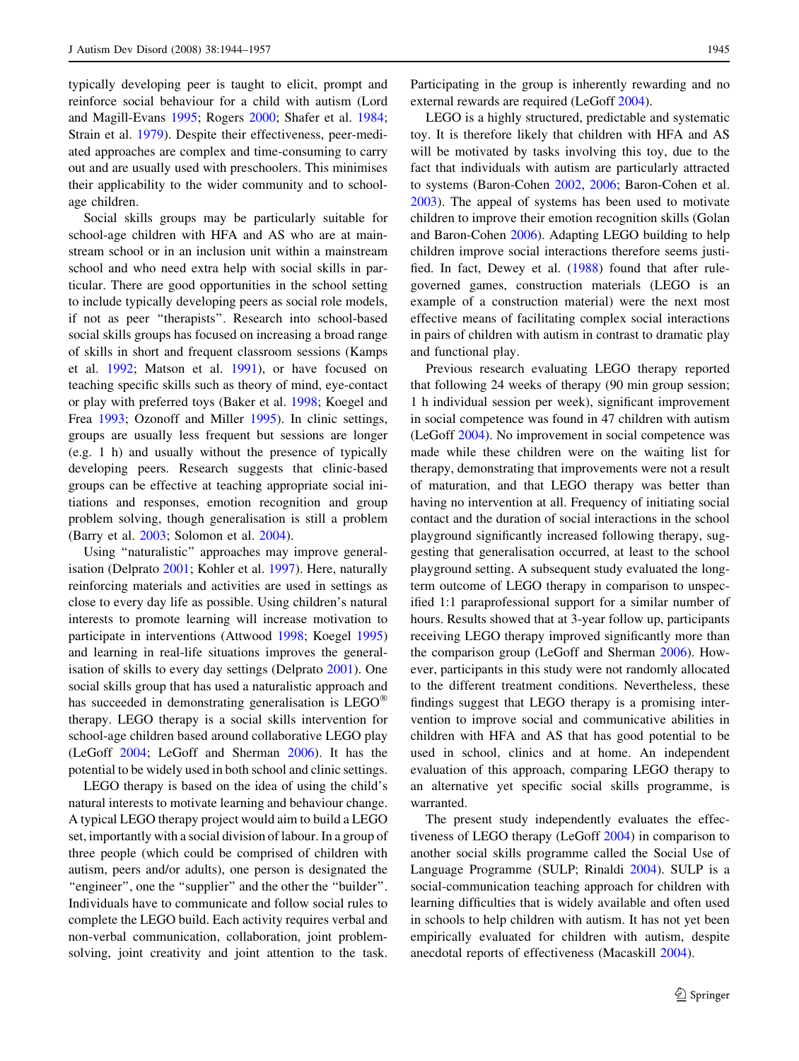typically developing peer is taught to elicit, prompt and reinforce social behaviour for a child with autism (Lord and Magill-Evans 1995; Rogers 2000; Shafer et al. 1984; Strain et al. 1979). Despite their effectiveness, peer-mediated approaches are complex and time-consuming to carry out and are usually used with preschoolers. This minimises their applicability to the wider community and to school-age children.

Social skills groups may be particularly suitable for school-age children with HFA and AS who are at mainstream school or in an inclusion unit within a mainstream school and who need extra help with social skills in particular. There are good opportunities in the school setting to include typically developing peers as social role models, if not as peer "therapists". Research into school-based social skills groups has focused on increasing a broad range of skills in short and frequent classroom sessions (Kamps et al. 1992; Matson et al. 1991), or have focused on teaching specific skills such as theory of mind, eye-contact or play with preferred toys (Baker et al. 1998; Koegel and Frea 1993; Ozonoff and Miller 1995). In clinic settings, groups are usually less frequent but sessions are longer (e.g. 1 h) and usually without the presence of typically developing peers. Research suggests that clinic-based groups can be effective at teaching appropriate social initiations and responses, emotion recognition and group problem solving, though generalisation is still a problem (Barry et al. 2003; Solomon et al. 2004).

Using "naturalistic" approaches may improve generalisation (Delprato 2001; Kohler et al. 1997). Here, naturally reinforcing materials and activities are used in settings as close to every day life as possible. Using children's natural interests to promote learning will increase motivation to participate in interventions (Attwood 1998; Koegel 1995) and learning in real-life situations improves the generalisation of skills to every day settings (Delprato 2001). One social skills group that has used a naturalistic approach and has succeeded in demonstrating generalisation is LEGO® therapy. LEGO therapy is a social skills intervention for school-age children based around collaborative LEGO play (LeGoff 2004; LeGoff and Sherman 2006). It has the potential to be widely used in both school and clinic settings.

LEGO therapy is based on the idea of using the child's natural interests to motivate learning and behaviour change. A typical LEGO therapy project would aim to build a LEGO set, importantly with a social division of labour. In a group of three people (which could be comprised of children with autism, peers and/or adults), one person is designated the "engineer", one the "supplier" and the other the "builder". Individuals have to communicate and follow social rules to complete the LEGO build. Each activity requires verbal and non-verbal communication, collaboration, joint problem-solving, joint creativity and joint attention to the task. Participating in the group is inherently rewarding and no external rewards are required (LeGoff 2004).

LEGO is a highly structured, predictable and systematic toy. It is therefore likely that children with HFA and AS will be motivated by tasks involving this toy, due to the fact that individuals with autism are particularly attracted to systems (Baron-Cohen 2002, 2006; Baron-Cohen et al. 2003). The appeal of systems has been used to motivate children to improve their emotion recognition skills (Golan and Baron-Cohen 2006). Adapting LEGO building to help children improve social interactions therefore seems justified. In fact, Dewey et al. (1988) found that after rule-governed games, construction materials (LEGO is an example of a construction material) were the next most effective means of facilitating complex social interactions in pairs of children with autism in contrast to dramatic play and functional play.

Previous research evaluating LEGO therapy reported that following 24 weeks of therapy (90 min group session; 1 h individual session per week), significant improvement in social competence was found in 47 children with autism (LeGoff 2004). No improvement in social competence was made while these children were on the waiting list for therapy, demonstrating that improvements were not a result of maturation, and that LEGO therapy was better than having no intervention at all. Frequency of initiating social contact and the duration of social interactions in the school playground significantly increased following therapy, suggesting that generalisation occurred, at least to the school playground setting. A subsequent study evaluated the long-term outcome of LEGO therapy in comparison to unspecified 1:1 paraprofessional support for a similar number of hours. Results showed that at 3-year follow up, participants receiving LEGO therapy improved significantly more than the comparison group (LeGoff and Sherman 2006). However, participants in this study were not randomly allocated to the different treatment conditions. Nevertheless, these findings suggest that LEGO therapy is a promising intervention to improve social and communicative abilities in children with HFA and AS that has good potential to be used in school, clinics and at home. An independent evaluation of this approach, comparing LEGO therapy to an alternative yet specific social skills programme, is warranted.

The present study independently evaluates the effectiveness of LEGO therapy (LeGoff 2004) in comparison to another social skills programme called the Social Use of Language Programme (SULP; Rinaldi 2004). SULP is a social-communication teaching approach for children with learning difficulties that is widely available and often used in schools to help children with autism. It has not yet been empirically evaluated for children with autism, despite anecdotal reports of effectiveness (Macaskill 2004).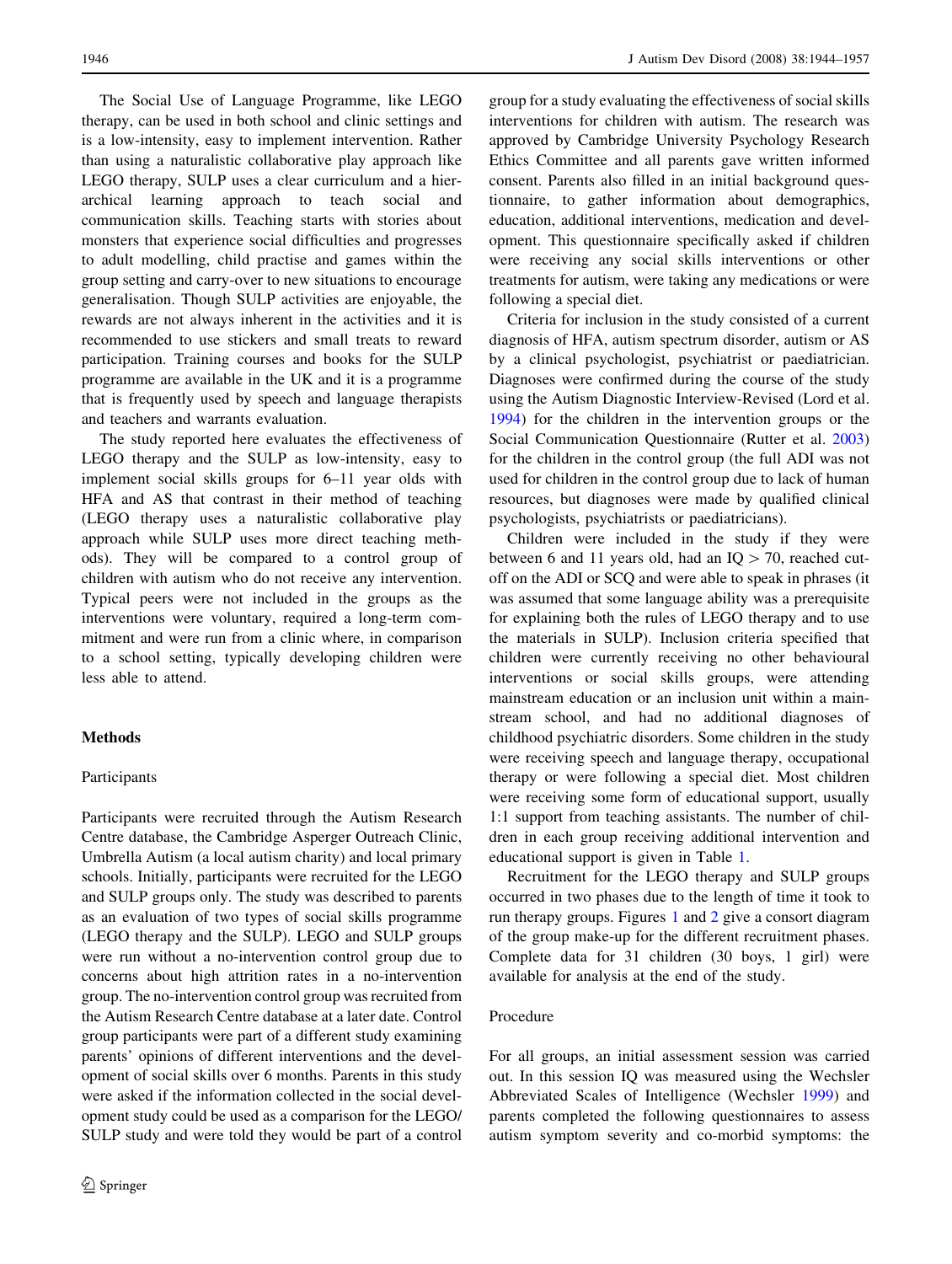The Social Use of Language Programme, like LEGO therapy, can be used in both school and clinic settings and is a low-intensity, easy to implement intervention. Rather than using a naturalistic collaborative play approach like LEGO therapy, SULP uses a clear curriculum and a hierarchical learning approach to teach social and communication skills. Teaching starts with stories about monsters that experience social difficulties and progresses to adult modelling, child practise and games within the group setting and carry-over to new situations to encourage generalisation. Though SULP activities are enjoyable, the rewards are not always inherent in the activities and it is recommended to use stickers and small treats to reward participation. Training courses and books for the SULP programme are available in the UK and it is a programme that is frequently used by speech and language therapists and teachers and warrants evaluation.

The study reported here evaluates the effectiveness of LEGO therapy and the SULP as low-intensity, easy to implement social skills groups for 6–11 year olds with HFA and AS that contrast in their method of teaching (LEGO therapy uses a naturalistic collaborative play approach while SULP uses more direct teaching methods). They will be compared to a control group of children with autism who do not receive any intervention. Typical peers were not included in the groups as the interventions were voluntary, required a long-term commitment and were run from a clinic where, in comparison to a school setting, typically developing children were less able to attend.

## Methods

### Participants

Participants were recruited through the Autism Research Centre database, the Cambridge Asperger Outreach Clinic, Umbrella Autism (a local autism charity) and local primary schools. Initially, participants were recruited for the LEGO and SULP groups only. The study was described to parents as an evaluation of two types of social skills programme (LEGO therapy and the SULP). LEGO and SULP groups were run without a no-intervention control group due to concerns about high attrition rates in a no-intervention group. The no-intervention control group was recruited from the Autism Research Centre database at a later date. Control group participants were part of a different study examining parents' opinions of different interventions and the development of social skills over 6 months. Parents in this study were asked if the information collected in the social development study could be used as a comparison for the LEGO/SULP study and were told they would be part of a control group for a study evaluating the effectiveness of social skills interventions for children with autism. The research was approved by Cambridge University Psychology Research Ethics Committee and all parents gave written informed consent. Parents also filled in an initial background questionnaire, to gather information about demographics, education, additional interventions, medication and development. This questionnaire specifically asked if children were receiving any social skills interventions or other treatments for autism, were taking any medications or were following a special diet.

Criteria for inclusion in the study consisted of a current diagnosis of HFA, autism spectrum disorder, autism or AS by a clinical psychologist, psychiatrist or paediatrician. Diagnoses were confirmed during the course of the study using the Autism Diagnostic Interview-Revised (Lord et al. 1994) for the children in the intervention groups or the Social Communication Questionnaire (Rutter et al. 2003) for the children in the control group (the full ADI was not used for children in the control group due to lack of human resources, but diagnoses were made by qualified clinical psychologists, psychiatrists or paediatricians).

Children were included in the study if they were between 6 and 11 years old, had an IQ > 70, reached cut-off on the ADI or SCQ and were able to speak in phrases (it was assumed that some language ability was a prerequisite for explaining both the rules of LEGO therapy and to use the materials in SULP). Inclusion criteria specified that children were currently receiving no other behavioural interventions or social skills groups, were attending mainstream education or an inclusion unit within a mainstream school, and had no additional diagnoses of childhood psychiatric disorders. Some children in the study were receiving speech and language therapy, occupational therapy or were following a special diet. Most children were receiving some form of educational support, usually 1:1 support from teaching assistants. The number of children in each group receiving additional intervention and educational support is given in Table 1.

Recruitment for the LEGO therapy and SULP groups occurred in two phases due to the length of time it took to run therapy groups. Figures 1 and 2 give a consort diagram of the group make-up for the different recruitment phases. Complete data for 31 children (30 boys, 1 girl) were available for analysis at the end of the study.

### Procedure

For all groups, an initial assessment session was carried out. In this session IQ was measured using the Wechsler Abbreviated Scales of Intelligence (Wechsler 1999) and parents completed the following questionnaires to assess autism symptom severity and co-morbid symptoms: the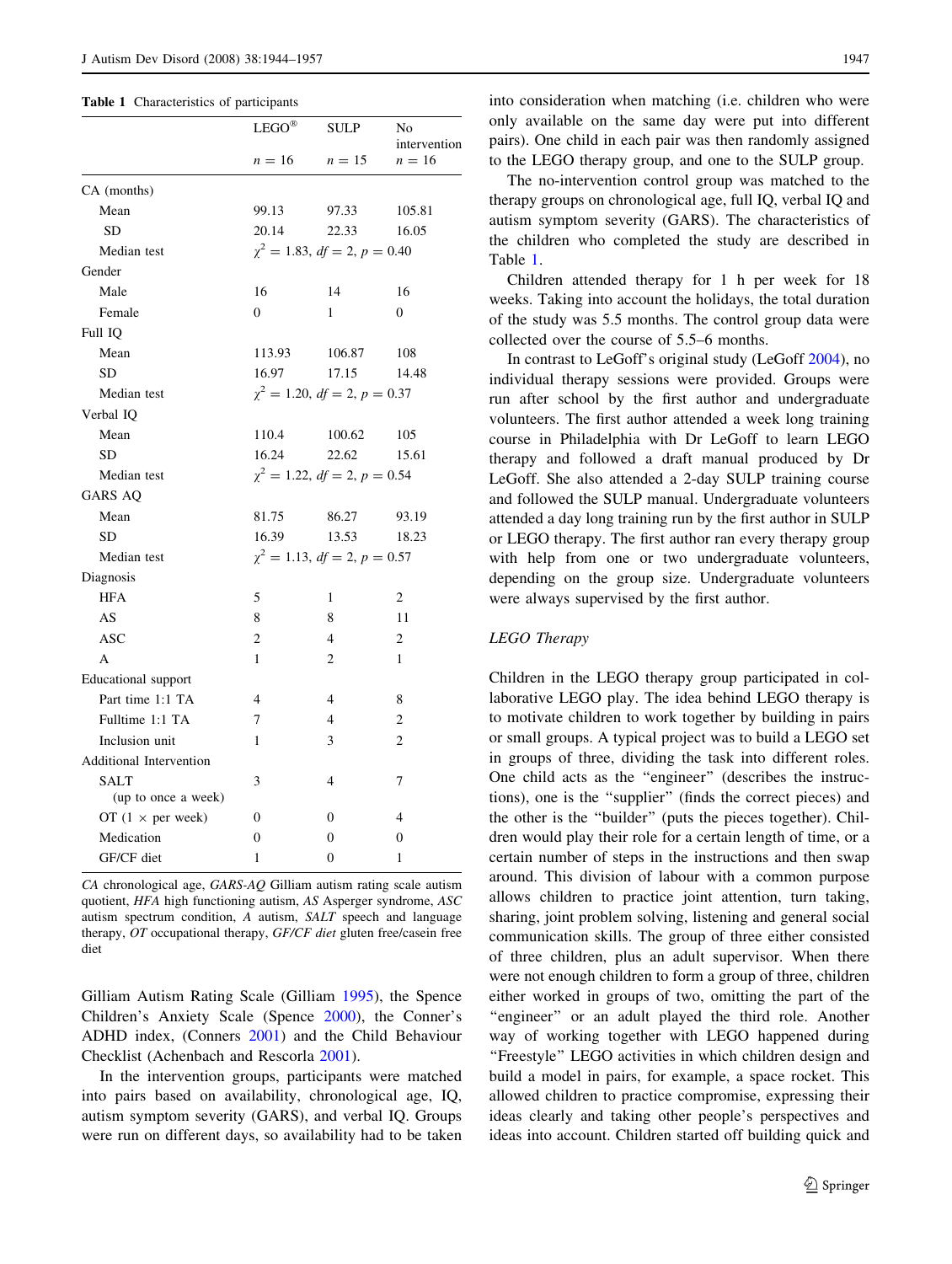**Table 1** Characteristics of participants

| | LEGO® $n = 16$ | SULP $n = 15$ | No intervention $n = 16$ |
|---|---|---|---|
| CA (months) | | | |
| Mean | 99.13 | 97.33 | 105.81 |
| SD | 20.14 | 22.33 | 16.05 |
| Median test | $\chi^2 = 1.83$, $df = 2$, $p = 0.40$ | | |
| Gender | | | |
| Male | 16 | 14 | 16 |
| Female | 0 | 1 | 0 |
| Full IQ | | | |
| Mean | 113.93 | 106.87 | 108 |
| SD | 16.97 | 17.15 | 14.48 |
| Median test | $\chi^2 = 1.20$, $df = 2$, $p = 0.37$ | | |
| Verbal IQ | | | |
| Mean | 110.4 | 100.62 | 105 |
| SD | 16.24 | 22.62 | 15.61 |
| Median test | $\chi^2 = 1.22$, $df = 2$, $p = 0.54$ | | |
| GARS AQ | | | |
| Mean | 81.75 | 86.27 | 93.19 |
| SD | 16.39 | 13.53 | 18.23 |
| Median test | $\chi^2 = 1.13$, $df = 2$, $p = 0.57$ | | |
| Diagnosis | | | |
| HFA | 5 | 1 | 2 |
| AS | 8 | 8 | 11 |
| ASC | 2 | 4 | 2 |
| A | 1 | 2 | 1 |
| Educational support | | | |
| Part time 1:1 TA | 4 | 4 | 8 |
| Fulltime 1:1 TA | 7 | 4 | 2 |
| Inclusion unit | 1 | 3 | 2 |
| Additional Intervention | | | |
| SALT (up to once a week) | 3 | 4 | 7 |
| OT (1 × per week) | 0 | 0 | 4 |
| Medication | 0 | 0 | 0 |
| GF/CF diet | 1 | 0 | 1 |

*CA* chronological age, *GARS-AQ* Gilliam autism rating scale autism quotient, *HFA* high functioning autism, *AS* Asperger syndrome, *ASC* autism spectrum condition, *A* autism, *SALT* speech and language therapy, *OT* occupational therapy, *GF/CF diet* gluten free/casein free diet

Gilliam Autism Rating Scale (Gilliam 1995), the Spence Children's Anxiety Scale (Spence 2000), the Conner's ADHD index, (Conners 2001) and the Child Behaviour Checklist (Achenbach and Rescorla 2001).

In the intervention groups, participants were matched into pairs based on availability, chronological age, IQ, autism symptom severity (GARS), and verbal IQ. Groups were run on different days, so availability had to be taken into consideration when matching (i.e. children who were only available on the same day were put into different pairs). One child in each pair was then randomly assigned to the LEGO therapy group, and one to the SULP group.

The no-intervention control group was matched to the therapy groups on chronological age, full IQ, verbal IQ and autism symptom severity (GARS). The characteristics of the children who completed the study are described in Table 1.

Children attended therapy for 1 h per week for 18 weeks. Taking into account the holidays, the total duration of the study was 5.5 months. The control group data were collected over the course of 5.5–6 months.

In contrast to LeGoff's original study (LeGoff 2004), no individual therapy sessions were provided. Groups were run after school by the first author and undergraduate volunteers. The first author attended a week long training course in Philadelphia with Dr LeGoff to learn LEGO therapy and followed a draft manual produced by Dr LeGoff. She also attended a 2-day SULP training course and followed the SULP manual. Undergraduate volunteers attended a day long training run by the first author in SULP or LEGO therapy. The first author ran every therapy group with help from one or two undergraduate volunteers, depending on the group size. Undergraduate volunteers were always supervised by the first author.

### *LEGO Therapy*

Children in the LEGO therapy group participated in collaborative LEGO play. The idea behind LEGO therapy is to motivate children to work together by building in pairs or small groups. A typical project was to build a LEGO set in groups of three, dividing the task into different roles. One child acts as the "engineer" (describes the instructions), one is the "supplier" (finds the correct pieces) and the other is the "builder" (puts the pieces together). Children would play their role for a certain length of time, or a certain number of steps in the instructions and then swap around. This division of labour with a common purpose allows children to practice joint attention, turn taking, sharing, joint problem solving, listening and general social communication skills. The group of three either consisted of three children, plus an adult supervisor. When there were not enough children to form a group of three, children either worked in groups of two, omitting the part of the "engineer" or an adult played the third role. Another way of working together with LEGO happened during "Freestyle" LEGO activities in which children design and build a model in pairs, for example, a space rocket. This allowed children to practice compromise, expressing their ideas clearly and taking other people's perspectives and ideas into account. Children started off building quick and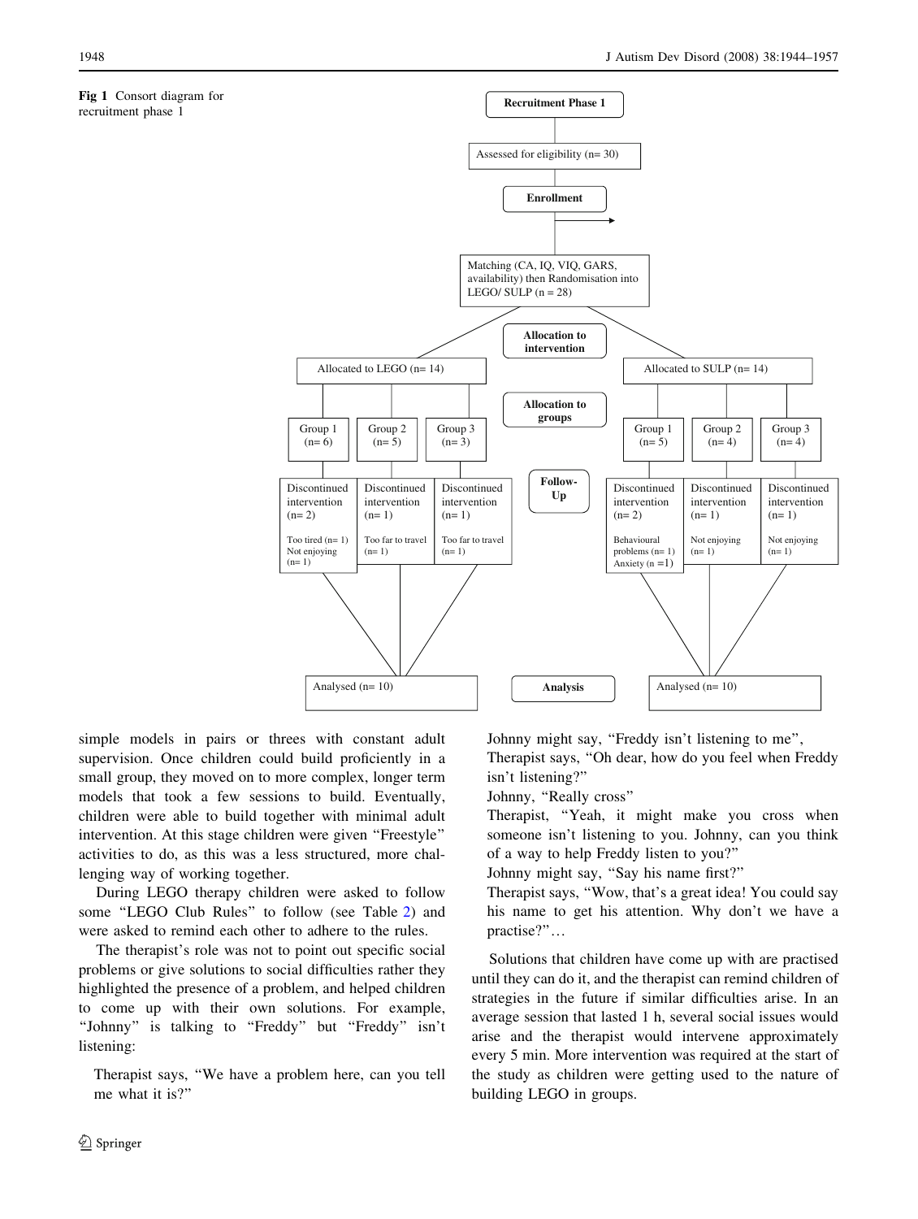**Fig 1** Consort diagram for recruitment phase 1

**Recruitment Phase 1**

Assessed for eligibility (n= 30)

**Enrollment**

Matching (CA, IQ, VIQ, GARS, availability) then Randomisation into LEGO/ SULP (n = 28)

**Allocation to intervention**

Allocated to LEGO (n= 14)

- Group 1 (n= 6) — Discontinued intervention (n= 2): Too tired (n= 1), Not enjoying (n= 1)
- Group 2 (n= 5) — Discontinued intervention (n= 1): Too far to travel (n= 1)
- Group 3 (n= 3) — Discontinued intervention (n= 1): Too far to travel (n= 1)

Allocated to SULP (n= 14)

- Group 1 (n= 5) — Discontinued intervention (n= 2): Behavioural problems (n= 1), Anxiety (n =1)
- Group 2 (n= 4) — Discontinued intervention (n= 1): Not enjoying (n= 1)
- Group 3 (n= 4) — Discontinued intervention (n= 1): Not enjoying (n= 1)

**Allocation to groups**

**Follow-Up**

**Analysis**

Analysed (n= 10) — LEGO

Analysed (n= 10) — SULP

simple models in pairs or threes with constant adult supervision. Once children could build proficiently in a small group, they moved on to more complex, longer term models that took a few sessions to build. Eventually, children were able to build together with minimal adult intervention. At this stage children were given "Freestyle" activities to do, as this was a less structured, more challenging way of working together.

During LEGO therapy children were asked to follow some "LEGO Club Rules" to follow (see Table 2) and were asked to remind each other to adhere to the rules.

The therapist's role was not to point out specific social problems or give solutions to social difficulties rather they highlighted the presence of a problem, and helped children to come up with their own solutions. For example, "Johnny" is talking to "Freddy" but "Freddy" isn't listening:

> Therapist says, "We have a problem here, can you tell me what it is?"
> Johnny might say, "Freddy isn't listening to me",
> Therapist says, "Oh dear, how do you feel when Freddy isn't listening?"
> Johnny, "Really cross"
> Therapist, "Yeah, it might make you cross when someone isn't listening to you. Johnny, can you think of a way to help Freddy listen to you?"
> Johnny might say, "Say his name first?"
> Therapist says, "Wow, that's a great idea! You could say his name to get his attention. Why don't we have a practise?"…

Solutions that children have come up with are practised until they can do it, and the therapist can remind children of strategies in the future if similar difficulties arise. In an average session that lasted 1 h, several social issues would arise and the therapist would intervene approximately every 5 min. More intervention was required at the start of the study as children were getting used to the nature of building LEGO in groups.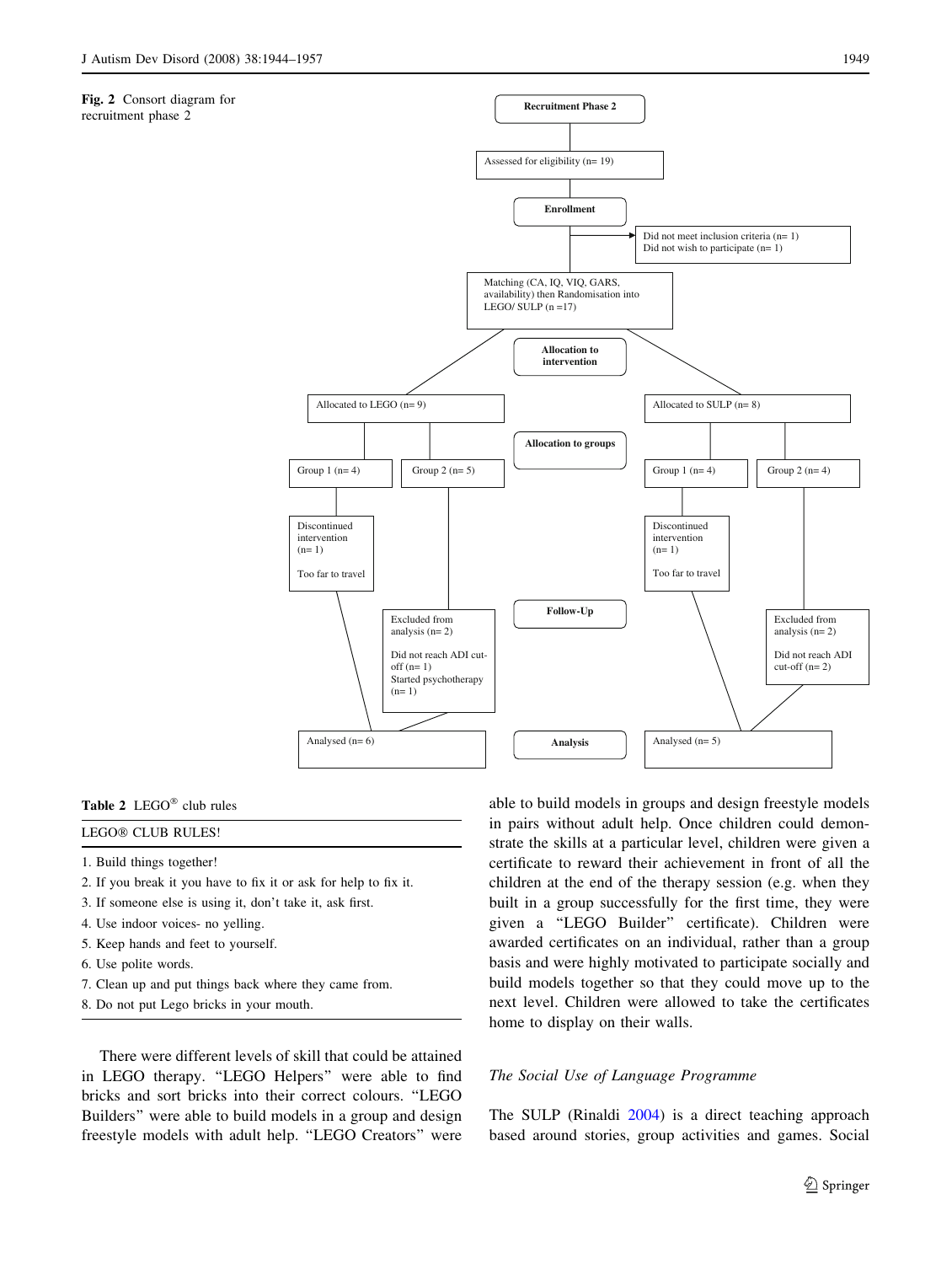**Fig. 2** Consort diagram for recruitment phase 2

- **Recruitment Phase 2**
  - Assessed for eligibility (n= 19)
- **Enrollment**
  - Did not meet inclusion criteria (n= 1)
  - Did not wish to participate (n= 1)
  - Matching (CA, IQ, VIQ, GARS, availability) then Randomisation into LEGO/ SULP (n =17)
- **Allocation to intervention**
  - Allocated to LEGO (n= 9)
  - Allocated to SULP (n= 8)
- **Allocation to groups**
  - LEGO: Group 1 (n= 4); Group 2 (n= 5)
  - SULP: Group 1 (n= 4); Group 2 (n= 4)
- **Follow-Up**
  - LEGO Group 1: Discontinued intervention (n= 1) Too far to travel
  - LEGO Group 2: Excluded from analysis (n= 2) Did not reach ADI cut-off (n= 1) Started psychotherapy (n= 1)
  - SULP Group 1: Discontinued intervention (n= 1) Too far to travel
  - SULP Group 2: Excluded from analysis (n= 2) Did not reach ADI cut-off (n= 2)
- **Analysis**
  - LEGO: Analysed (n= 6)
  - SULP: Analysed (n= 5)

**Table 2** LEGO® club rules

| LEGO® CLUB RULES! |
|---|
| 1. Build things together! |
| 2. If you break it you have to fix it or ask for help to fix it. |
| 3. If someone else is using it, don't take it, ask first. |
| 4. Use indoor voices- no yelling. |
| 5. Keep hands and feet to yourself. |
| 6. Use polite words. |
| 7. Clean up and put things back where they came from. |
| 8. Do not put Lego bricks in your mouth. |

There were different levels of skill that could be attained in LEGO therapy. "LEGO Helpers" were able to find bricks and sort bricks into their correct colours. "LEGO Builders" were able to build models in a group and design freestyle models with adult help. "LEGO Creators" were able to build models in groups and design freestyle models in pairs without adult help. Once children could demonstrate the skills at a particular level, children were given a certificate to reward their achievement in front of all the children at the end of the therapy session (e.g. when they built in a group successfully for the first time, they were given a "LEGO Builder" certificate). Children were awarded certificates on an individual, rather than a group basis and were highly motivated to participate socially and build models together so that they could move up to the next level. Children were allowed to take the certificates home to display on their walls.

### *The Social Use of Language Programme*

The SULP (Rinaldi 2004) is a direct teaching approach based around stories, group activities and games. Social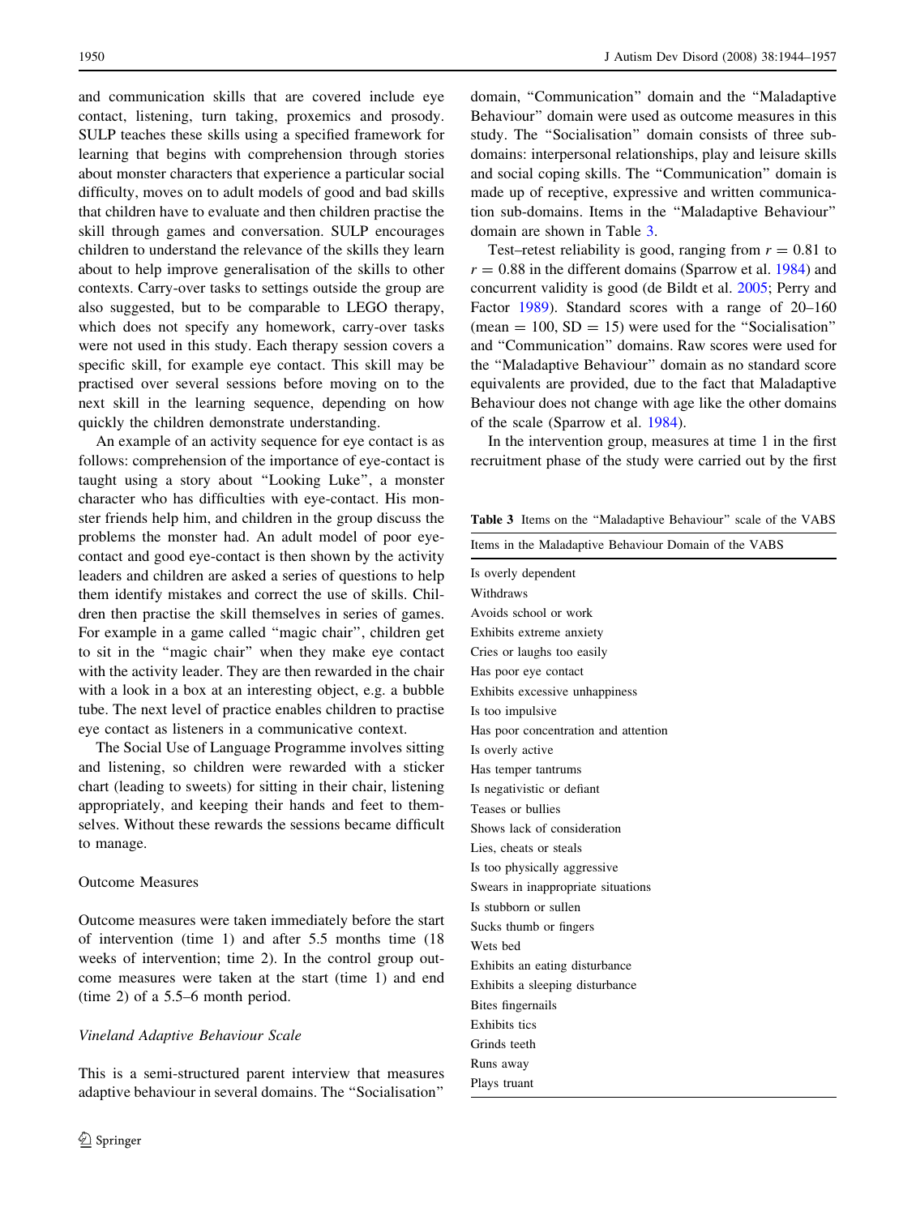and communication skills that are covered include eye contact, listening, turn taking, proxemics and prosody. SULP teaches these skills using a specified framework for learning that begins with comprehension through stories about monster characters that experience a particular social difficulty, moves on to adult models of good and bad skills that children have to evaluate and then children practise the skill through games and conversation. SULP encourages children to understand the relevance of the skills they learn about to help improve generalisation of the skills to other contexts. Carry-over tasks to settings outside the group are also suggested, but to be comparable to LEGO therapy, which does not specify any homework, carry-over tasks were not used in this study. Each therapy session covers a specific skill, for example eye contact. This skill may be practised over several sessions before moving on to the next skill in the learning sequence, depending on how quickly the children demonstrate understanding.

An example of an activity sequence for eye contact is as follows: comprehension of the importance of eye-contact is taught using a story about "Looking Luke", a monster character who has difficulties with eye-contact. His monster friends help him, and children in the group discuss the problems the monster had. An adult model of poor eye-contact and good eye-contact is then shown by the activity leaders and children are asked a series of questions to help them identify mistakes and correct the use of skills. Children then practise the skill themselves in series of games. For example in a game called "magic chair", children get to sit in the "magic chair" when they make eye contact with the activity leader. They are then rewarded in the chair with a look in a box at an interesting object, e.g. a bubble tube. The next level of practice enables children to practise eye contact as listeners in a communicative context.

The Social Use of Language Programme involves sitting and listening, so children were rewarded with a sticker chart (leading to sweets) for sitting in their chair, listening appropriately, and keeping their hands and feet to themselves. Without these rewards the sessions became difficult to manage.

## Outcome Measures

Outcome measures were taken immediately before the start of intervention (time 1) and after 5.5 months time (18 weeks of intervention; time 2). In the control group outcome measures were taken at the start (time 1) and end (time 2) of a 5.5–6 month period.

### *Vineland Adaptive Behaviour Scale*

This is a semi-structured parent interview that measures adaptive behaviour in several domains. The "Socialisation" domain, "Communication" domain and the "Maladaptive Behaviour" domain were used as outcome measures in this study. The "Socialisation" domain consists of three sub-domains: interpersonal relationships, play and leisure skills and social coping skills. The "Communication" domain is made up of receptive, expressive and written communication sub-domains. Items in the "Maladaptive Behaviour" domain are shown in Table 3.

Test–retest reliability is good, ranging from $r = 0.81$ to $r = 0.88$ in the different domains (Sparrow et al. 1984) and concurrent validity is good (de Bildt et al. 2005; Perry and Factor 1989). Standard scores with a range of 20–160 (mean = 100, SD = 15) were used for the "Socialisation" and "Communication" domains. Raw scores were used for the "Maladaptive Behaviour" domain as no standard score equivalents are provided, due to the fact that Maladaptive Behaviour does not change with age like the other domains of the scale (Sparrow et al. 1984).

In the intervention group, measures at time 1 in the first recruitment phase of the study were carried out by the first

Table 3 Items on the "Maladaptive Behaviour" scale of the VABS

| Items in the Maladaptive Behaviour Domain of the VABS |
|---|
| Is overly dependent |
| Withdraws |
| Avoids school or work |
| Exhibits extreme anxiety |
| Cries or laughs too easily |
| Has poor eye contact |
| Exhibits excessive unhappiness |
| Is too impulsive |
| Has poor concentration and attention |
| Is overly active |
| Has temper tantrums |
| Is negativistic or defiant |
| Teases or bullies |
| Shows lack of consideration |
| Lies, cheats or steals |
| Is too physically aggressive |
| Swears in inappropriate situations |
| Is stubborn or sullen |
| Sucks thumb or fingers |
| Wets bed |
| Exhibits an eating disturbance |
| Exhibits a sleeping disturbance |
| Bites fingernails |
| Exhibits tics |
| Grinds teeth |
| Runs away |
| Plays truant |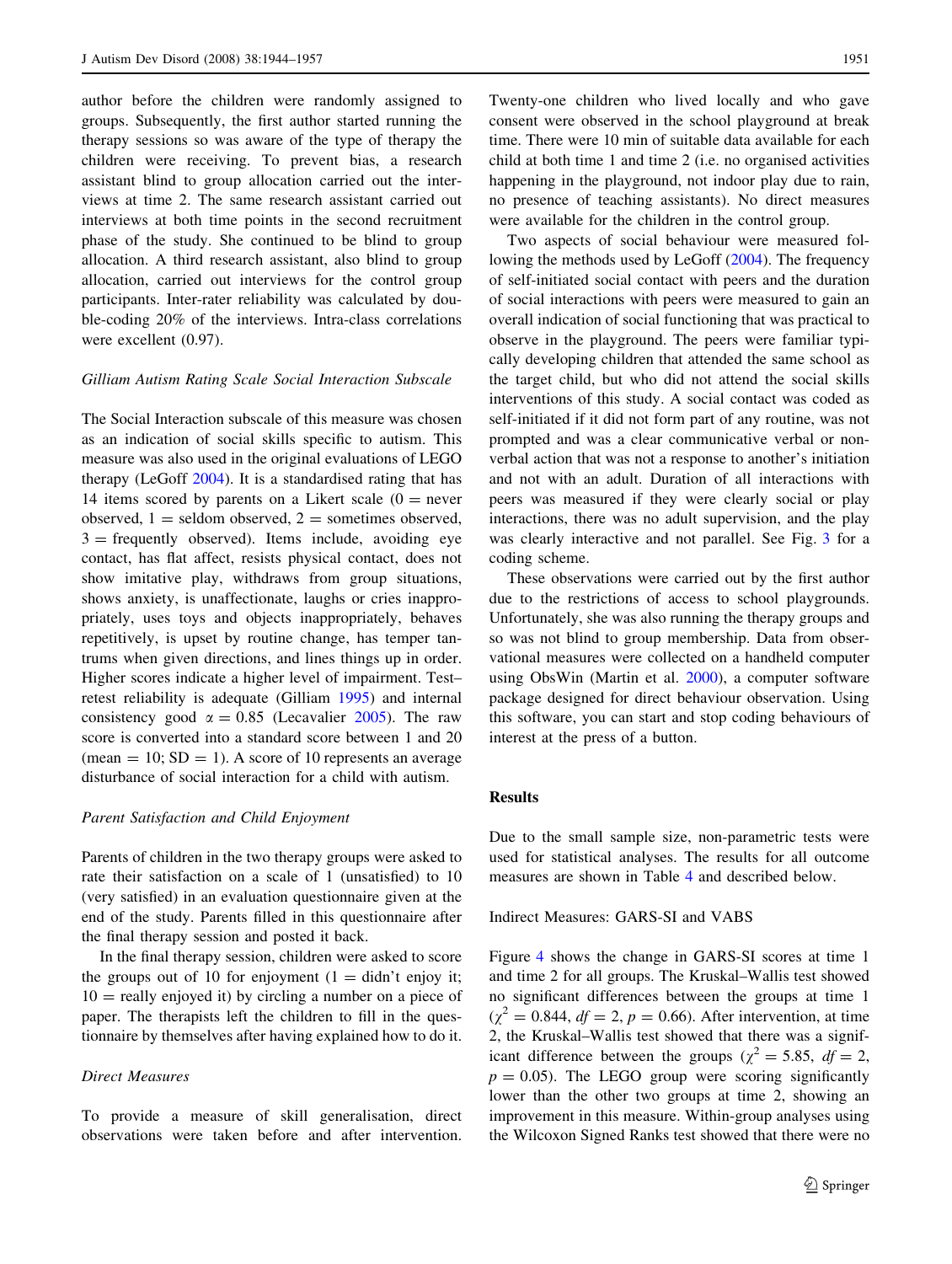author before the children were randomly assigned to groups. Subsequently, the first author started running the therapy sessions so was aware of the type of therapy the children were receiving. To prevent bias, a research assistant blind to group allocation carried out the interviews at time 2. The same research assistant carried out interviews at both time points in the second recruitment phase of the study. She continued to be blind to group allocation. A third research assistant, also blind to group allocation, carried out interviews for the control group participants. Inter-rater reliability was calculated by double-coding 20% of the interviews. Intra-class correlations were excellent (0.97).

*Gilliam Autism Rating Scale Social Interaction Subscale*

The Social Interaction subscale of this measure was chosen as an indication of social skills specific to autism. This measure was also used in the original evaluations of LEGO therapy (LeGoff 2004). It is a standardised rating that has 14 items scored by parents on a Likert scale (0 = never observed, 1 = seldom observed, 2 = sometimes observed, 3 = frequently observed). Items include, avoiding eye contact, has flat affect, resists physical contact, does not show imitative play, withdraws from group situations, shows anxiety, is unaffectionate, laughs or cries inappropriately, uses toys and objects inappropriately, behaves repetitively, is upset by routine change, has temper tantrums when given directions, and lines things up in order. Higher scores indicate a higher level of impairment. Test–retest reliability is adequate (Gilliam 1995) and internal consistency good $\alpha = 0.85$ (Lecavalier 2005). The raw score is converted into a standard score between 1 and 20 (mean = 10; SD = 1). A score of 10 represents an average disturbance of social interaction for a child with autism.

*Parent Satisfaction and Child Enjoyment*

Parents of children in the two therapy groups were asked to rate their satisfaction on a scale of 1 (unsatisfied) to 10 (very satisfied) in an evaluation questionnaire given at the end of the study. Parents filled in this questionnaire after the final therapy session and posted it back.

In the final therapy session, children were asked to score the groups out of 10 for enjoyment (1 = didn't enjoy it; 10 = really enjoyed it) by circling a number on a piece of paper. The therapists left the children to fill in the questionnaire by themselves after having explained how to do it.

*Direct Measures*

To provide a measure of skill generalisation, direct observations were taken before and after intervention. Twenty-one children who lived locally and who gave consent were observed in the school playground at break time. There were 10 min of suitable data available for each child at both time 1 and time 2 (i.e. no organised activities happening in the playground, not indoor play due to rain, no presence of teaching assistants). No direct measures were available for the children in the control group.

Two aspects of social behaviour were measured following the methods used by LeGoff (2004). The frequency of self-initiated social contact with peers and the duration of social interactions with peers were measured to gain an overall indication of social functioning that was practical to observe in the playground. The peers were familiar typically developing children that attended the same school as the target child, but who did not attend the social skills interventions of this study. A social contact was coded as self-initiated if it did not form part of any routine, was not prompted and was a clear communicative verbal or non-verbal action that was not a response to another's initiation and not with an adult. Duration of all interactions with peers was measured if they were clearly social or play interactions, there was no adult supervision, and the play was clearly interactive and not parallel. See Fig. 3 for a coding scheme.

These observations were carried out by the first author due to the restrictions of access to school playgrounds. Unfortunately, she was also running the therapy groups and so was not blind to group membership. Data from observational measures were collected on a handheld computer using ObsWin (Martin et al. 2000), a computer software package designed for direct behaviour observation. Using this software, you can start and stop coding behaviours of interest at the press of a button.

## Results

Due to the small sample size, non-parametric tests were used for statistical analyses. The results for all outcome measures are shown in Table 4 and described below.

### Indirect Measures: GARS-SI and VABS

Figure 4 shows the change in GARS-SI scores at time 1 and time 2 for all groups. The Kruskal–Wallis test showed no significant differences between the groups at time 1 ($\chi^2 = 0.844$, $df = 2$, $p = 0.66$). After intervention, at time 2, the Kruskal–Wallis test showed that there was a significant difference between the groups ($\chi^2 = 5.85$, $df = 2$, $p = 0.05$). The LEGO group were scoring significantly lower than the other two groups at time 2, showing an improvement in this measure. Within-group analyses using the Wilcoxon Signed Ranks test showed that there were no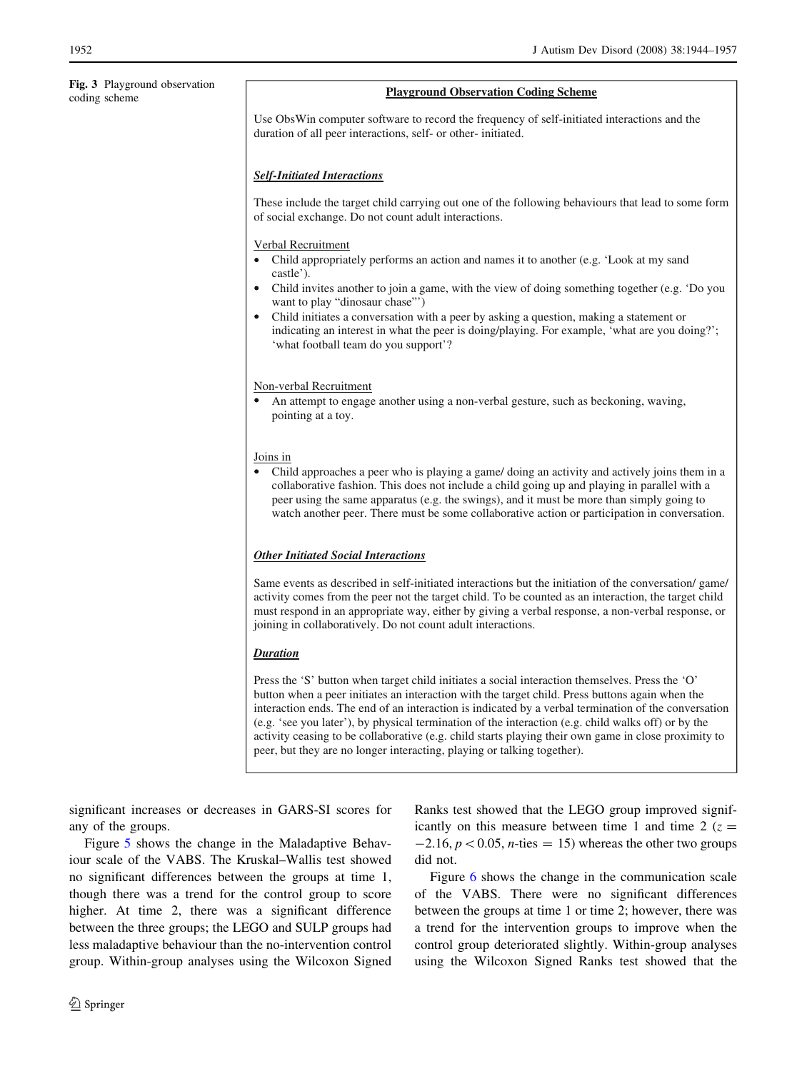**Fig. 3** Playground observation coding scheme

**Playground Observation Coding Scheme**

Use ObsWin computer software to record the frequency of self-initiated interactions and the duration of all peer interactions, self- or other- initiated.

***Self-Initiated Interactions***

These include the target child carrying out one of the following behaviours that lead to some form of social exchange. Do not count adult interactions.

Verbal Recruitment

- Child appropriately performs an action and names it to another (e.g. 'Look at my sand castle').
- Child invites another to join a game, with the view of doing something together (e.g. 'Do you want to play "dinosaur chase"')
- Child initiates a conversation with a peer by asking a question, making a statement or indicating an interest in what the peer is doing/playing. For example, 'what are you doing?'; 'what football team do you support'?

Non-verbal Recruitment

- An attempt to engage another using a non-verbal gesture, such as beckoning, waving, pointing at a toy.

Joins in

- Child approaches a peer who is playing a game/ doing an activity and actively joins them in a collaborative fashion. This does not include a child going up and playing in parallel with a peer using the same apparatus (e.g. the swings), and it must be more than simply going to watch another peer. There must be some collaborative action or participation in conversation.

***Other Initiated Social Interactions***

Same events as described in self-initiated interactions but the initiation of the conversation/ game/ activity comes from the peer not the target child. To be counted as an interaction, the target child must respond in an appropriate way, either by giving a verbal response, a non-verbal response, or joining in collaboratively. Do not count adult interactions.

***Duration***

Press the 'S' button when target child initiates a social interaction themselves. Press the 'O' button when a peer initiates an interaction with the target child. Press buttons again when the interaction ends. The end of an interaction is indicated by a verbal termination of the conversation (e.g. 'see you later'), by physical termination of the interaction (e.g. child walks off) or by the activity ceasing to be collaborative (e.g. child starts playing their own game in close proximity to peer, but they are no longer interacting, playing or talking together).

significant increases or decreases in GARS-SI scores for any of the groups.

Figure 5 shows the change in the Maladaptive Behaviour scale of the VABS. The Kruskal–Wallis test showed no significant differences between the groups at time 1, though there was a trend for the control group to score higher. At time 2, there was a significant difference between the three groups; the LEGO and SULP groups had less maladaptive behaviour than the no-intervention control group. Within-group analyses using the Wilcoxon Signed Ranks test showed that the LEGO group improved significantly on this measure between time 1 and time 2 ($z = -2.16$, $p < 0.05$, $n$-ties = 15) whereas the other two groups did not.

Figure 6 shows the change in the communication scale of the VABS. There were no significant differences between the groups at time 1 or time 2; however, there was a trend for the intervention groups to improve when the control group deteriorated slightly. Within-group analyses using the Wilcoxon Signed Ranks test showed that the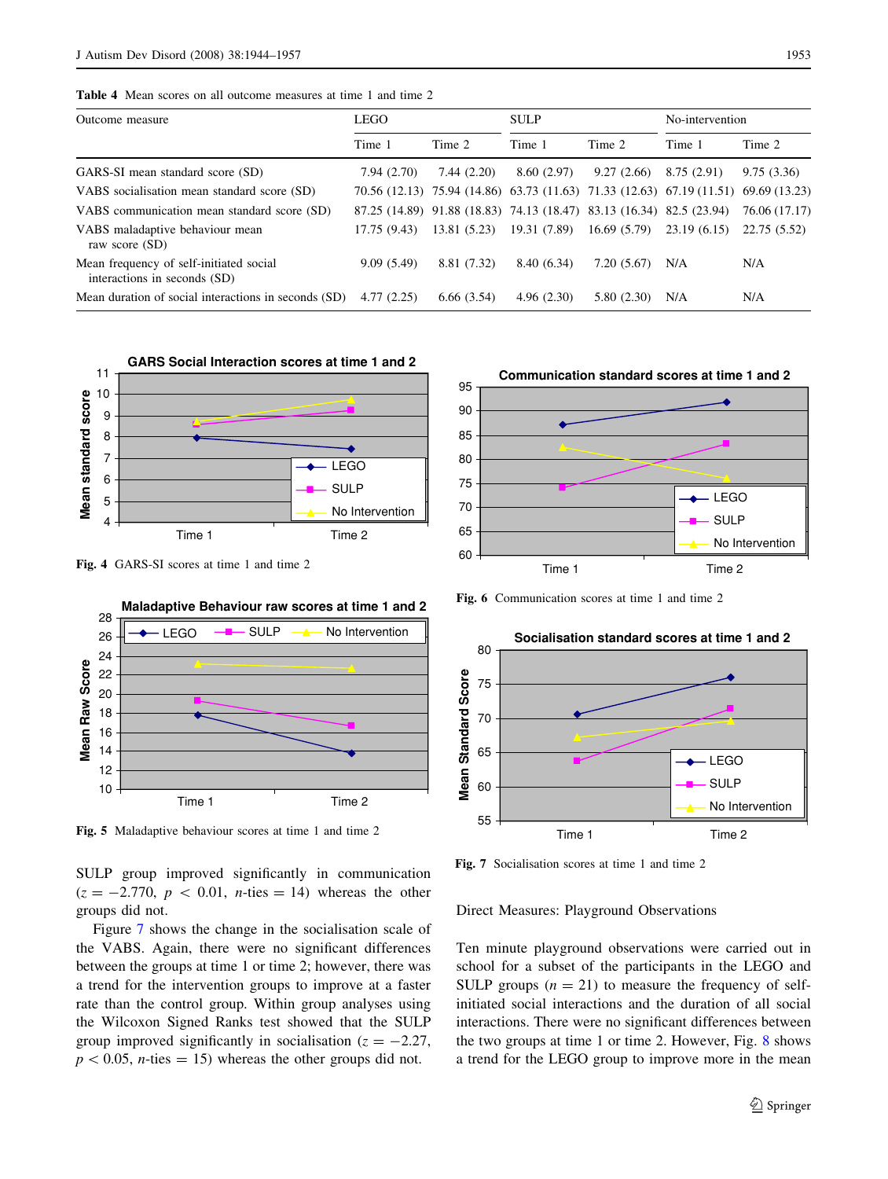**Table 4** Mean scores on all outcome measures at time 1 and time 2

| Outcome measure | LEGO | | SULP | | No-intervention | |
|---|---|---|---|---|---|---|
| | Time 1 | Time 2 | Time 1 | Time 2 | Time 1 | Time 2 |
| GARS-SI mean standard score (SD) | 7.94 (2.70) | 7.44 (2.20) | 8.60 (2.97) | 9.27 (2.66) | 8.75 (2.91) | 9.75 (3.36) |
| VABS socialisation mean standard score (SD) | 70.56 (12.13) | 75.94 (14.86) | 63.73 (11.63) | 71.33 (12.63) | 67.19 (11.51) | 69.69 (13.23) |
| VABS communication mean standard score (SD) | 87.25 (14.89) | 91.88 (18.83) | 74.13 (18.47) | 83.13 (16.34) | 82.5 (23.94) | 76.06 (17.17) |
| VABS maladaptive behaviour mean raw score (SD) | 17.75 (9.43) | 13.81 (5.23) | 19.31 (7.89) | 16.69 (5.79) | 23.19 (6.15) | 22.75 (5.52) |
| Mean frequency of self-initiated social interactions in seconds (SD) | 9.09 (5.49) | 8.81 (7.32) | 8.40 (6.34) | 7.20 (5.67) | N/A | N/A |
| Mean duration of social interactions in seconds (SD) | 4.77 (2.25) | 6.66 (3.54) | 4.96 (2.30) | 5.80 (2.30) | N/A | N/A |

**Fig. 4** GARS-SI scores at time 1 and time 2

**Fig. 6** Communication scores at time 1 and time 2

**Fig. 5** Maladaptive behaviour scores at time 1 and time 2

**Fig. 7** Socialisation scores at time 1 and time 2

SULP group improved significantly in communication ($z = -2.770$, $p < 0.01$, $n$-ties $= 14$) whereas the other groups did not.

Figure 7 shows the change in the socialisation scale of the VABS. Again, there were no significant differences between the groups at time 1 or time 2; however, there was a trend for the intervention groups to improve at a faster rate than the control group. Within group analyses using the Wilcoxon Signed Ranks test showed that the SULP group improved significantly in socialisation ($z = -2.27$, $p < 0.05$, $n$-ties $= 15$) whereas the other groups did not.

Direct Measures: Playground Observations

Ten minute playground observations were carried out in school for a subset of the participants in the LEGO and SULP groups ($n = 21$) to measure the frequency of self-initiated social interactions and the duration of all social interactions. There were no significant differences between the two groups at time 1 or time 2. However, Fig. 8 shows a trend for the LEGO group to improve more in the mean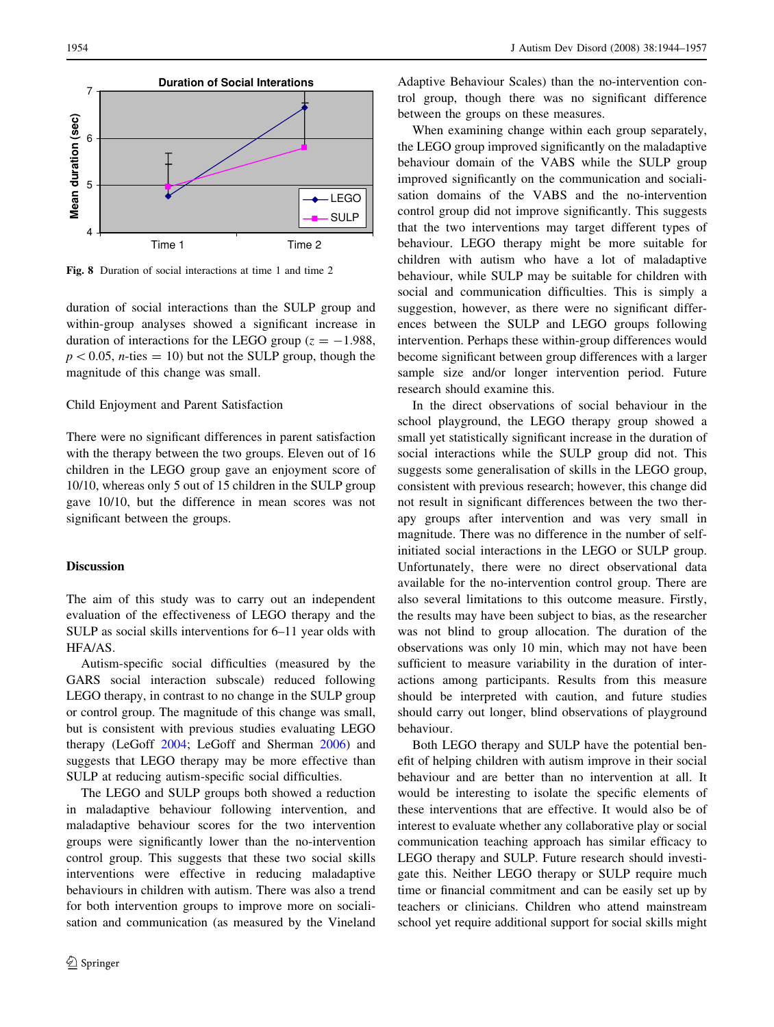Duration of Social Interations

Mean duration (sec)

7

6

5

4

Time 1

Time 2

LEGO

SULP

**Fig. 8** Duration of social interactions at time 1 and time 2

duration of social interactions than the SULP group and within-group analyses showed a significant increase in duration of interactions for the LEGO group ($z = -1.988$, $p < 0.05$, $n$-ties = 10) but not the SULP group, though the magnitude of this change was small.

### Child Enjoyment and Parent Satisfaction

There were no significant differences in parent satisfaction with the therapy between the two groups. Eleven out of 16 children in the LEGO group gave an enjoyment score of 10/10, whereas only 5 out of 15 children in the SULP group gave 10/10, but the difference in mean scores was not significant between the groups.

## Discussion

The aim of this study was to carry out an independent evaluation of the effectiveness of LEGO therapy and the SULP as social skills interventions for 6–11 year olds with HFA/AS.

Autism-specific social difficulties (measured by the GARS social interaction subscale) reduced following LEGO therapy, in contrast to no change in the SULP group or control group. The magnitude of this change was small, but is consistent with previous studies evaluating LEGO therapy (LeGoff 2004; LeGoff and Sherman 2006) and suggests that LEGO therapy may be more effective than SULP at reducing autism-specific social difficulties.

The LEGO and SULP groups both showed a reduction in maladaptive behaviour following intervention, and maladaptive behaviour scores for the two intervention groups were significantly lower than the no-intervention control group. This suggests that these two social skills interventions were effective in reducing maladaptive behaviours in children with autism. There was also a trend for both intervention groups to improve more on socialisation and communication (as measured by the Vineland Adaptive Behaviour Scales) than the no-intervention control group, though there was no significant difference between the groups on these measures.

When examining change within each group separately, the LEGO group improved significantly on the maladaptive behaviour domain of the VABS while the SULP group improved significantly on the communication and socialisation domains of the VABS and the no-intervention control group did not improve significantly. This suggests that the two interventions may target different types of behaviour. LEGO therapy might be more suitable for children with autism who have a lot of maladaptive behaviour, while SULP may be suitable for children with social and communication difficulties. This is simply a suggestion, however, as there were no significant differences between the SULP and LEGO groups following intervention. Perhaps these within-group differences would become significant between group differences with a larger sample size and/or longer intervention period. Future research should examine this.

In the direct observations of social behaviour in the school playground, the LEGO therapy group showed a small yet statistically significant increase in the duration of social interactions while the SULP group did not. This suggests some generalisation of skills in the LEGO group, consistent with previous research; however, this change did not result in significant differences between the two therapy groups after intervention and was very small in magnitude. There was no difference in the number of self-initiated social interactions in the LEGO or SULP group. Unfortunately, there were no direct observational data available for the no-intervention control group. There are also several limitations to this outcome measure. Firstly, the results may have been subject to bias, as the researcher was not blind to group allocation. The duration of the observations was only 10 min, which may not have been sufficient to measure variability in the duration of interactions among participants. Results from this measure should be interpreted with caution, and future studies should carry out longer, blind observations of playground behaviour.

Both LEGO therapy and SULP have the potential benefit of helping children with autism improve in their social behaviour and are better than no intervention at all. It would be interesting to isolate the specific elements of these interventions that are effective. It would also be of interest to evaluate whether any collaborative play or social communication teaching approach has similar efficacy to LEGO therapy and SULP. Future research should investigate this. Neither LEGO therapy or SULP require much time or financial commitment and can be easily set up by teachers or clinicians. Children who attend mainstream school yet require additional support for social skills might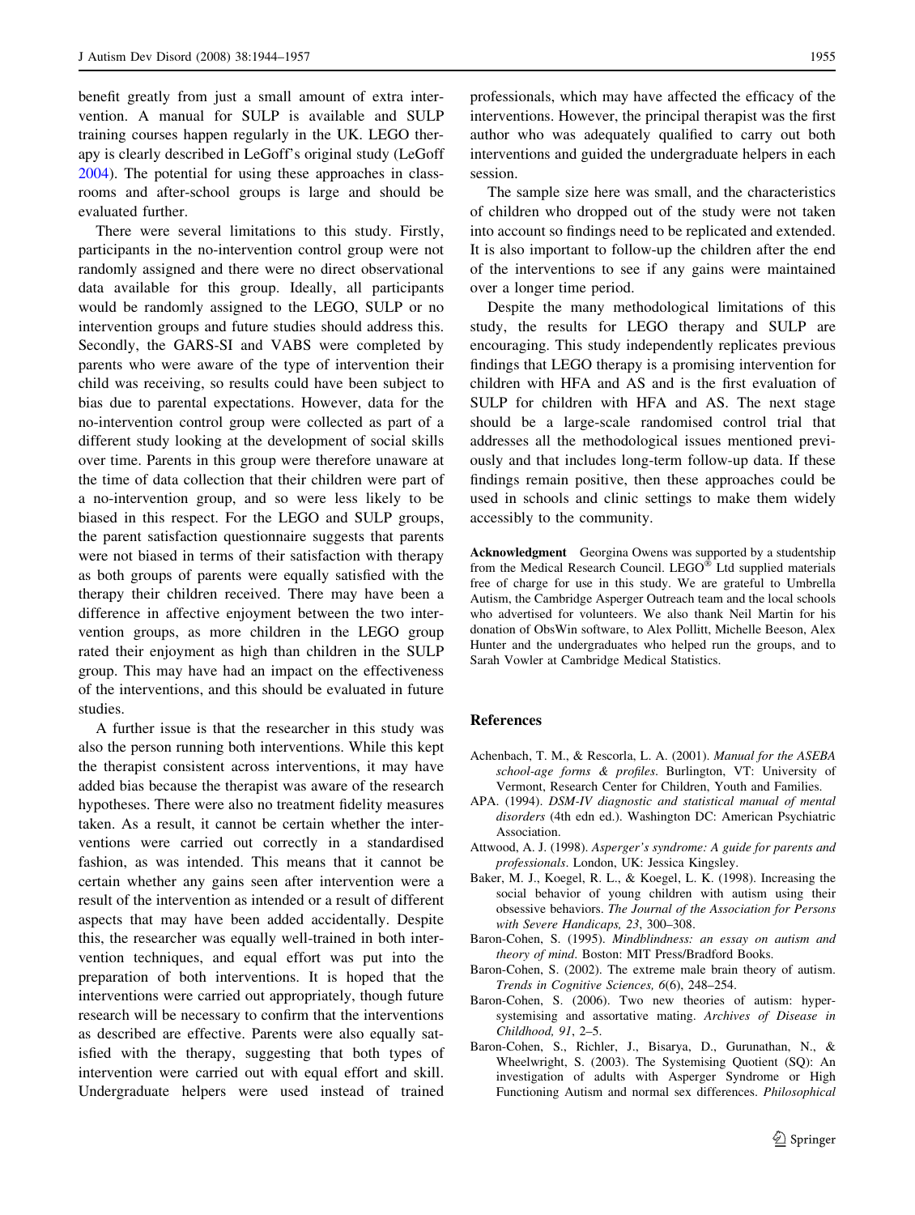benefit greatly from just a small amount of extra intervention. A manual for SULP is available and SULP training courses happen regularly in the UK. LEGO therapy is clearly described in LeGoff's original study (LeGoff 2004). The potential for using these approaches in classrooms and after-school groups is large and should be evaluated further.

There were several limitations to this study. Firstly, participants in the no-intervention control group were not randomly assigned and there were no direct observational data available for this group. Ideally, all participants would be randomly assigned to the LEGO, SULP or no intervention groups and future studies should address this. Secondly, the GARS-SI and VABS were completed by parents who were aware of the type of intervention their child was receiving, so results could have been subject to bias due to parental expectations. However, data for the no-intervention control group were collected as part of a different study looking at the development of social skills over time. Parents in this group were therefore unaware at the time of data collection that their children were part of a no-intervention group, and so were less likely to be biased in this respect. For the LEGO and SULP groups, the parent satisfaction questionnaire suggests that parents were not biased in terms of their satisfaction with therapy as both groups of parents were equally satisfied with the therapy their children received. There may have been a difference in affective enjoyment between the two intervention groups, as more children in the LEGO group rated their enjoyment as high than children in the SULP group. This may have had an impact on the effectiveness of the interventions, and this should be evaluated in future studies.

A further issue is that the researcher in this study was also the person running both interventions. While this kept the therapist consistent across interventions, it may have added bias because the therapist was aware of the research hypotheses. There were also no treatment fidelity measures taken. As a result, it cannot be certain whether the interventions were carried out correctly in a standardised fashion, as was intended. This means that it cannot be certain whether any gains seen after intervention were a result of the intervention as intended or a result of different aspects that may have been added accidentally. Despite this, the researcher was equally well-trained in both intervention techniques, and equal effort was put into the preparation of both interventions. It is hoped that the interventions were carried out appropriately, though future research will be necessary to confirm that the interventions as described are effective. Parents were also equally satisfied with the therapy, suggesting that both types of intervention were carried out with equal effort and skill. Undergraduate helpers were used instead of trained professionals, which may have affected the efficacy of the interventions. However, the principal therapist was the first author who was adequately qualified to carry out both interventions and guided the undergraduate helpers in each session.

The sample size here was small, and the characteristics of children who dropped out of the study were not taken into account so findings need to be replicated and extended. It is also important to follow-up the children after the end of the interventions to see if any gains were maintained over a longer time period.

Despite the many methodological limitations of this study, the results for LEGO therapy and SULP are encouraging. This study independently replicates previous findings that LEGO therapy is a promising intervention for children with HFA and AS and is the first evaluation of SULP for children with HFA and AS. The next stage should be a large-scale randomised control trial that addresses all the methodological issues mentioned previously and that includes long-term follow-up data. If these findings remain positive, then these approaches could be used in schools and clinic settings to make them widely accessibly to the community.

**Acknowledgment** Georgina Owens was supported by a studentship from the Medical Research Council. LEGO® Ltd supplied materials free of charge for use in this study. We are grateful to Umbrella Autism, the Cambridge Asperger Outreach team and the local schools who advertised for volunteers. We also thank Neil Martin for his donation of ObsWin software, to Alex Pollitt, Michelle Beeson, Alex Hunter and the undergraduates who helped run the groups, and to Sarah Vowler at Cambridge Medical Statistics.

## References

Achenbach, T. M., & Rescorla, L. A. (2001). *Manual for the ASEBA school-age forms & profiles*. Burlington, VT: University of Vermont, Research Center for Children, Youth and Families.

APA. (1994). *DSM-IV diagnostic and statistical manual of mental disorders* (4th edn ed.). Washington DC: American Psychiatric Association.

Attwood, A. J. (1998). *Asperger's syndrome: A guide for parents and professionals*. London, UK: Jessica Kingsley.

Baker, M. J., Koegel, R. L., & Koegel, L. K. (1998). Increasing the social behavior of young children with autism using their obsessive behaviors. *The Journal of the Association for Persons with Severe Handicaps, 23*, 300–308.

Baron-Cohen, S. (1995). *Mindblindness: an essay on autism and theory of mind*. Boston: MIT Press/Bradford Books.

Baron-Cohen, S. (2002). The extreme male brain theory of autism. *Trends in Cognitive Sciences, 6*(6), 248–254.

Baron-Cohen, S. (2006). Two new theories of autism: hyper-systemising and assortative mating. *Archives of Disease in Childhood, 91*, 2–5.

Baron-Cohen, S., Richler, J., Bisarya, D., Gurunathan, N., & Wheelwright, S. (2003). The Systemising Quotient (SQ): An investigation of adults with Asperger Syndrome or High Functioning Autism and normal sex differences. *Philosophical*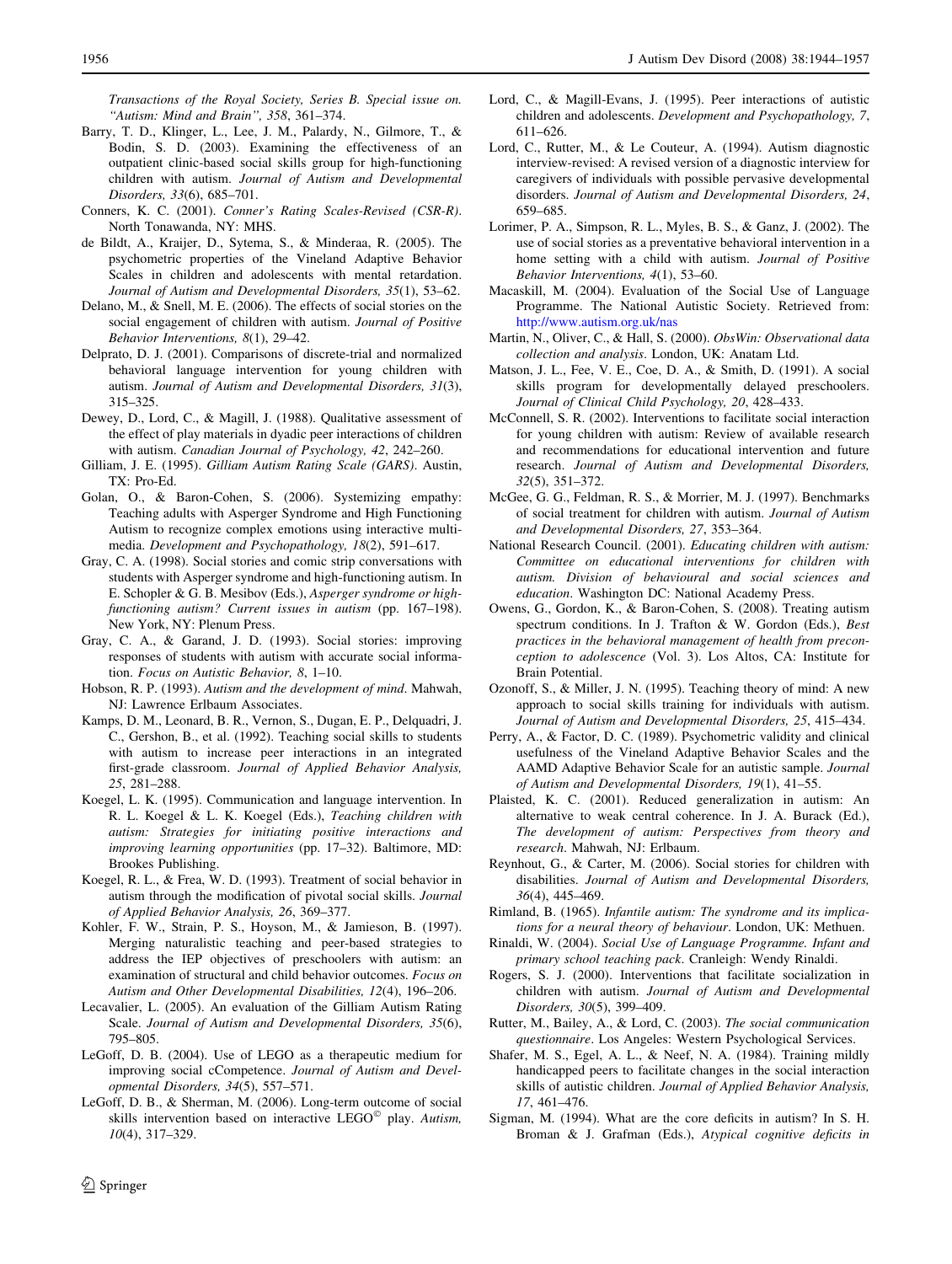*Transactions of the Royal Society, Series B. Special issue on. "Autism: Mind and Brain", 358*, 361–374.

Barry, T. D., Klinger, L., Lee, J. M., Palardy, N., Gilmore, T., & Bodin, S. D. (2003). Examining the effectiveness of an outpatient clinic-based social skills group for high-functioning children with autism. *Journal of Autism and Developmental Disorders, 33*(6), 685–701.

Conners, K. C. (2001). *Conner's Rating Scales-Revised (CSR-R)*. North Tonawanda, NY: MHS.

de Bildt, A., Kraijer, D., Sytema, S., & Minderaa, R. (2005). The psychometric properties of the Vineland Adaptive Behavior Scales in children and adolescents with mental retardation. *Journal of Autism and Developmental Disorders, 35*(1), 53–62.

Delano, M., & Snell, M. E. (2006). The effects of social stories on the social engagement of children with autism. *Journal of Positive Behavior Interventions, 8*(1), 29–42.

Delprato, D. J. (2001). Comparisons of discrete-trial and normalized behavioral language intervention for young children with autism. *Journal of Autism and Developmental Disorders, 31*(3), 315–325.

Dewey, D., Lord, C., & Magill, J. (1988). Qualitative assessment of the effect of play materials in dyadic peer interactions of children with autism. *Canadian Journal of Psychology, 42*, 242–260.

Gilliam, J. E. (1995). *Gilliam Autism Rating Scale (GARS)*. Austin, TX: Pro-Ed.

Golan, O., & Baron-Cohen, S. (2006). Systemizing empathy: Teaching adults with Asperger Syndrome and High Functioning Autism to recognize complex emotions using interactive multimedia. *Development and Psychopathology, 18*(2), 591–617.

Gray, C. A. (1998). Social stories and comic strip conversations with students with Asperger syndrome and high-functioning autism. In E. Schopler & G. B. Mesibov (Eds.), *Asperger syndrome or high-functioning autism? Current issues in autism* (pp. 167–198). New York, NY: Plenum Press.

Gray, C. A., & Garand, J. D. (1993). Social stories: improving responses of students with autism with accurate social information. *Focus on Autistic Behavior, 8*, 1–10.

Hobson, R. P. (1993). *Autism and the development of mind*. Mahwah, NJ: Lawrence Erlbaum Associates.

Kamps, D. M., Leonard, B. R., Vernon, S., Dugan, E. P., Delquadri, J. C., Gershon, B., et al. (1992). Teaching social skills to students with autism to increase peer interactions in an integrated first-grade classroom. *Journal of Applied Behavior Analysis, 25*, 281–288.

Koegel, L. K. (1995). Communication and language intervention. In R. L. Koegel & L. K. Koegel (Eds.), *Teaching children with autism: Strategies for initiating positive interactions and improving learning opportunities* (pp. 17–32). Baltimore, MD: Brookes Publishing.

Koegel, R. L., & Frea, W. D. (1993). Treatment of social behavior in autism through the modification of pivotal social skills. *Journal of Applied Behavior Analysis, 26*, 369–377.

Kohler, F. W., Strain, P. S., Hoyson, M., & Jamieson, B. (1997). Merging naturalistic teaching and peer-based strategies to address the IEP objectives of preschoolers with autism: an examination of structural and child behavior outcomes. *Focus on Autism and Other Developmental Disabilities, 12*(4), 196–206.

Lecavalier, L. (2005). An evaluation of the Gilliam Autism Rating Scale. *Journal of Autism and Developmental Disorders, 35*(6), 795–805.

LeGoff, D. B. (2004). Use of LEGO as a therapeutic medium for improving social cCompetence. *Journal of Autism and Developmental Disorders, 34*(5), 557–571.

LeGoff, D. B., & Sherman, M. (2006). Long-term outcome of social skills intervention based on interactive LEGO© play. *Autism, 10*(4), 317–329.

Lord, C., & Magill-Evans, J. (1995). Peer interactions of autistic children and adolescents. *Development and Psychopathology, 7*, 611–626.

Lord, C., Rutter, M., & Le Couteur, A. (1994). Autism diagnostic interview-revised: A revised version of a diagnostic interview for caregivers of individuals with possible pervasive developmental disorders. *Journal of Autism and Developmental Disorders, 24*, 659–685.

Lorimer, P. A., Simpson, R. L., Myles, B. S., & Ganz, J. (2002). The use of social stories as a preventative behavioral intervention in a home setting with a child with autism. *Journal of Positive Behavior Interventions, 4*(1), 53–60.

Macaskill, M. (2004). Evaluation of the Social Use of Language Programme. The National Autistic Society. Retrieved from: http://www.autism.org.uk/nas

Martin, N., Oliver, C., & Hall, S. (2000). *ObsWin: Observational data collection and analysis*. London, UK: Anatam Ltd.

Matson, J. L., Fee, V. E., Coe, D. A., & Smith, D. (1991). A social skills program for developmentally delayed preschoolers. *Journal of Clinical Child Psychology, 20*, 428–433.

McConnell, S. R. (2002). Interventions to facilitate social interaction for young children with autism: Review of available research and recommendations for educational intervention and future research. *Journal of Autism and Developmental Disorders, 32*(5), 351–372.

McGee, G. G., Feldman, R. S., & Morrier, M. J. (1997). Benchmarks of social treatment for children with autism. *Journal of Autism and Developmental Disorders, 27*, 353–364.

National Research Council. (2001). *Educating children with autism: Committee on educational interventions for children with autism. Division of behavioural and social sciences and education*. Washington DC: National Academy Press.

Owens, G., Gordon, K., & Baron-Cohen, S. (2008). Treating autism spectrum conditions. In J. Trafton & W. Gordon (Eds.), *Best practices in the behavioral management of health from preconception to adolescence* (Vol. 3). Los Altos, CA: Institute for Brain Potential.

Ozonoff, S., & Miller, J. N. (1995). Teaching theory of mind: A new approach to social skills training for individuals with autism. *Journal of Autism and Developmental Disorders, 25*, 415–434.

Perry, A., & Factor, D. C. (1989). Psychometric validity and clinical usefulness of the Vineland Adaptive Behavior Scales and the AAMD Adaptive Behavior Scale for an autistic sample. *Journal of Autism and Developmental Disorders, 19*(1), 41–55.

Plaisted, K. C. (2001). Reduced generalization in autism: An alternative to weak central coherence. In J. A. Burack (Ed.), *The development of autism: Perspectives from theory and research*. Mahwah, NJ: Erlbaum.

Reynhout, G., & Carter, M. (2006). Social stories for children with disabilities. *Journal of Autism and Developmental Disorders, 36*(4), 445–469.

Rimland, B. (1965). *Infantile autism: The syndrome and its implications for a neural theory of behaviour*. London, UK: Methuen.

Rinaldi, W. (2004). *Social Use of Language Programme. Infant and primary school teaching pack*. Cranleigh: Wendy Rinaldi.

Rogers, S. J. (2000). Interventions that facilitate socialization in children with autism. *Journal of Autism and Developmental Disorders, 30*(5), 399–409.

Rutter, M., Bailey, A., & Lord, C. (2003). *The social communication questionnaire*. Los Angeles: Western Psychological Services.

Shafer, M. S., Egel, A. L., & Neef, N. A. (1984). Training mildly handicapped peers to facilitate changes in the social interaction skills of autistic children. *Journal of Applied Behavior Analysis, 17*, 461–476.

Sigman, M. (1994). What are the core deficits in autism? In S. H. Broman & J. Grafman (Eds.), *Atypical cognitive deficits in*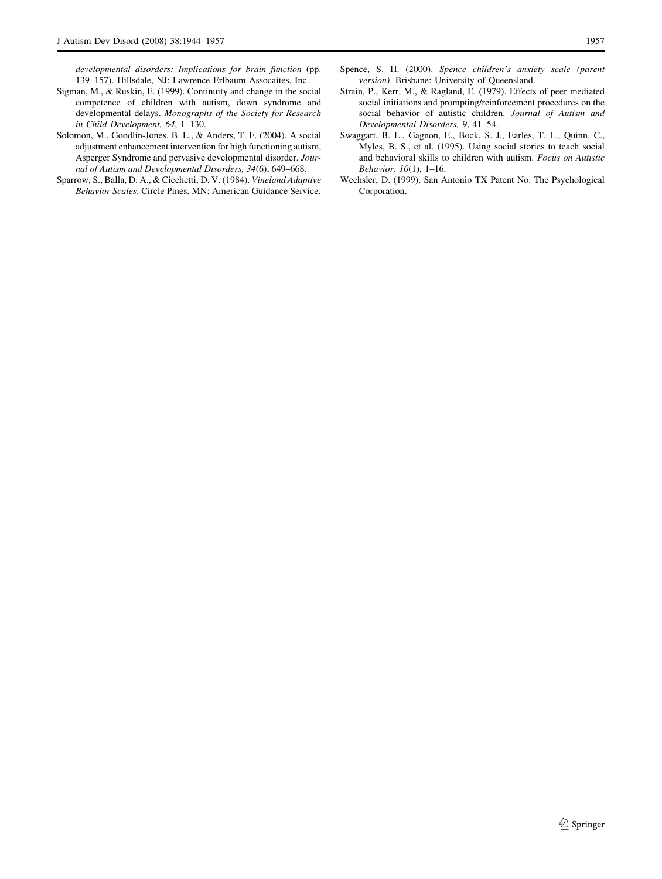*developmental disorders: Implications for brain function* (pp. 139–157). Hillsdale, NJ: Lawrence Erlbaum Assocaites, Inc.

Sigman, M., & Ruskin, E. (1999). Continuity and change in the social competence of children with autism, down syndrome and developmental delays. *Monographs of the Society for Research in Child Development, 64*, 1–130.

Solomon, M., Goodlin-Jones, B. L., & Anders, T. F. (2004). A social adjustment enhancement intervention for high functioning autism, Asperger Syndrome and pervasive developmental disorder. *Journal of Autism and Developmental Disorders, 34*(6), 649–668.

Sparrow, S., Balla, D. A., & Cicchetti, D. V. (1984). *Vineland Adaptive Behavior Scales*. Circle Pines, MN: American Guidance Service.

Spence, S. H. (2000). *Spence children's anxiety scale (parent version)*. Brisbane: University of Queensland.

Strain, P., Kerr, M., & Ragland, E. (1979). Effects of peer mediated social initiations and prompting/reinforcement procedures on the social behavior of autistic children. *Journal of Autism and Developmental Disorders, 9*, 41–54.

Swaggart, B. L., Gagnon, E., Bock, S. J., Earles, T. L., Quinn, C., Myles, B. S., et al. (1995). Using social stories to teach social and behavioral skills to children with autism. *Focus on Autistic Behavior, 10*(1), 1–16.

Wechsler, D. (1999). San Antonio TX Patent No. The Psychological Corporation.